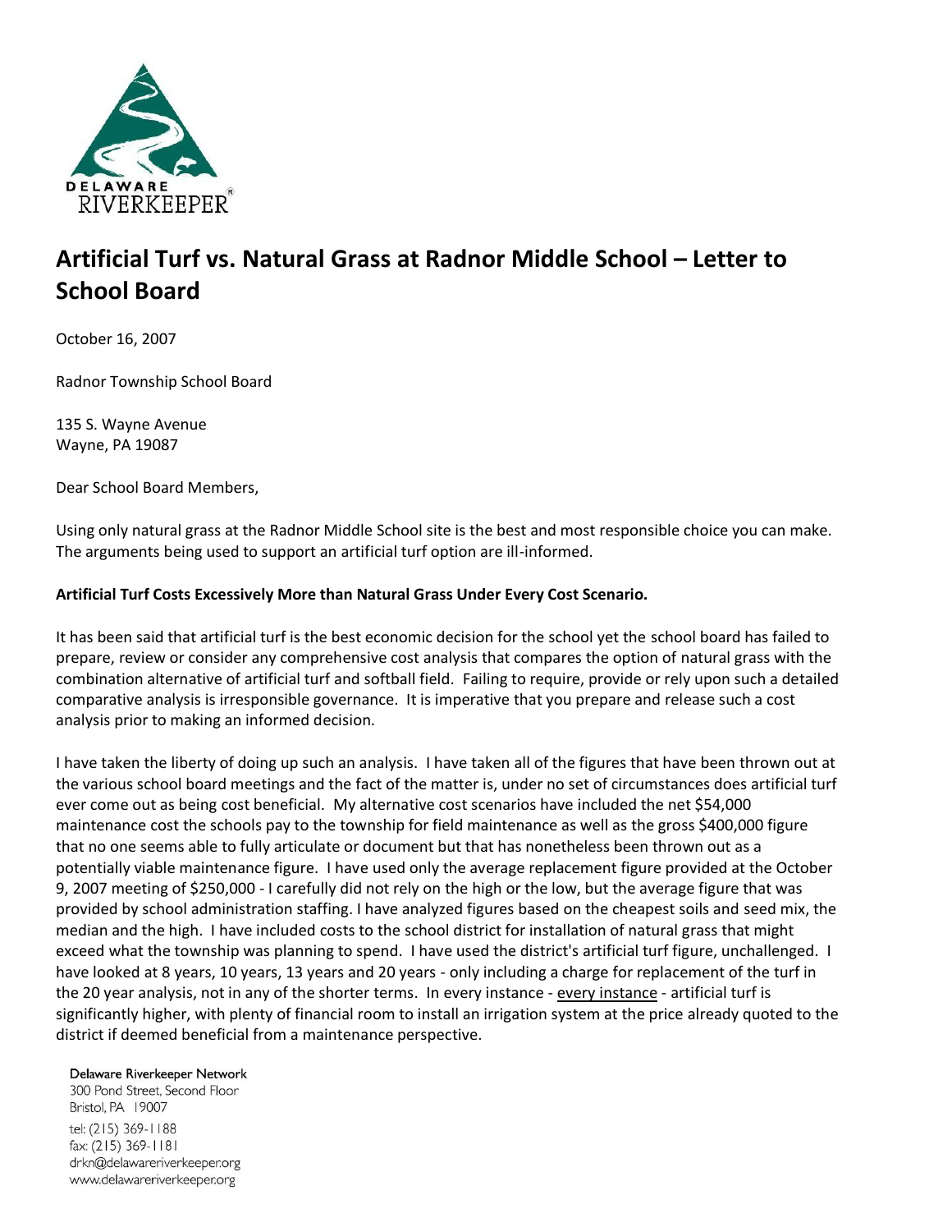# Artificial Turf vs. Natural Grass at Radnor Middle School – Letter to School Board

October 16, 2007

Radnor Township School Board

135 S. Wayne Avenue
Wayne, PA 19087

Dear School Board Members,

Using only natural grass at the Radnor Middle School site is the best and most responsible choice you can make. The arguments being used to support an artificial turf option are ill-informed.

**Artificial Turf Costs Excessively More than Natural Grass Under Every Cost Scenario.**

It has been said that artificial turf is the best economic decision for the school yet the school board has failed to prepare, review or consider any comprehensive cost analysis that compares the option of natural grass with the combination alternative of artificial turf and softball field. Failing to require, provide or rely upon such a detailed comparative analysis is irresponsible governance. It is imperative that you prepare and release such a cost analysis prior to making an informed decision.

I have taken the liberty of doing up such an analysis. I have taken all of the figures that have been thrown out at the various school board meetings and the fact of the matter is, under no set of circumstances does artificial turf ever come out as being cost beneficial. My alternative cost scenarios have included the net $54,000 maintenance cost the schools pay to the township for field maintenance as well as the gross $400,000 figure that no one seems able to fully articulate or document but that has nonetheless been thrown out as a potentially viable maintenance figure. I have used only the average replacement figure provided at the October 9, 2007 meeting of $250,000 - I carefully did not rely on the high or the low, but the average figure that was provided by school administration staffing. I have analyzed figures based on the cheapest soils and seed mix, the median and the high. I have included costs to the school district for installation of natural grass that might exceed what the township was planning to spend. I have used the district's artificial turf figure, unchallenged. I have looked at 8 years, 10 years, 13 years and 20 years - only including a charge for replacement of the turf in the 20 year analysis, not in any of the shorter terms. In every instance - <u>every instance</u> - artificial turf is significantly higher, with plenty of financial room to install an irrigation system at the price already quoted to the district if deemed beneficial from a maintenance perspective.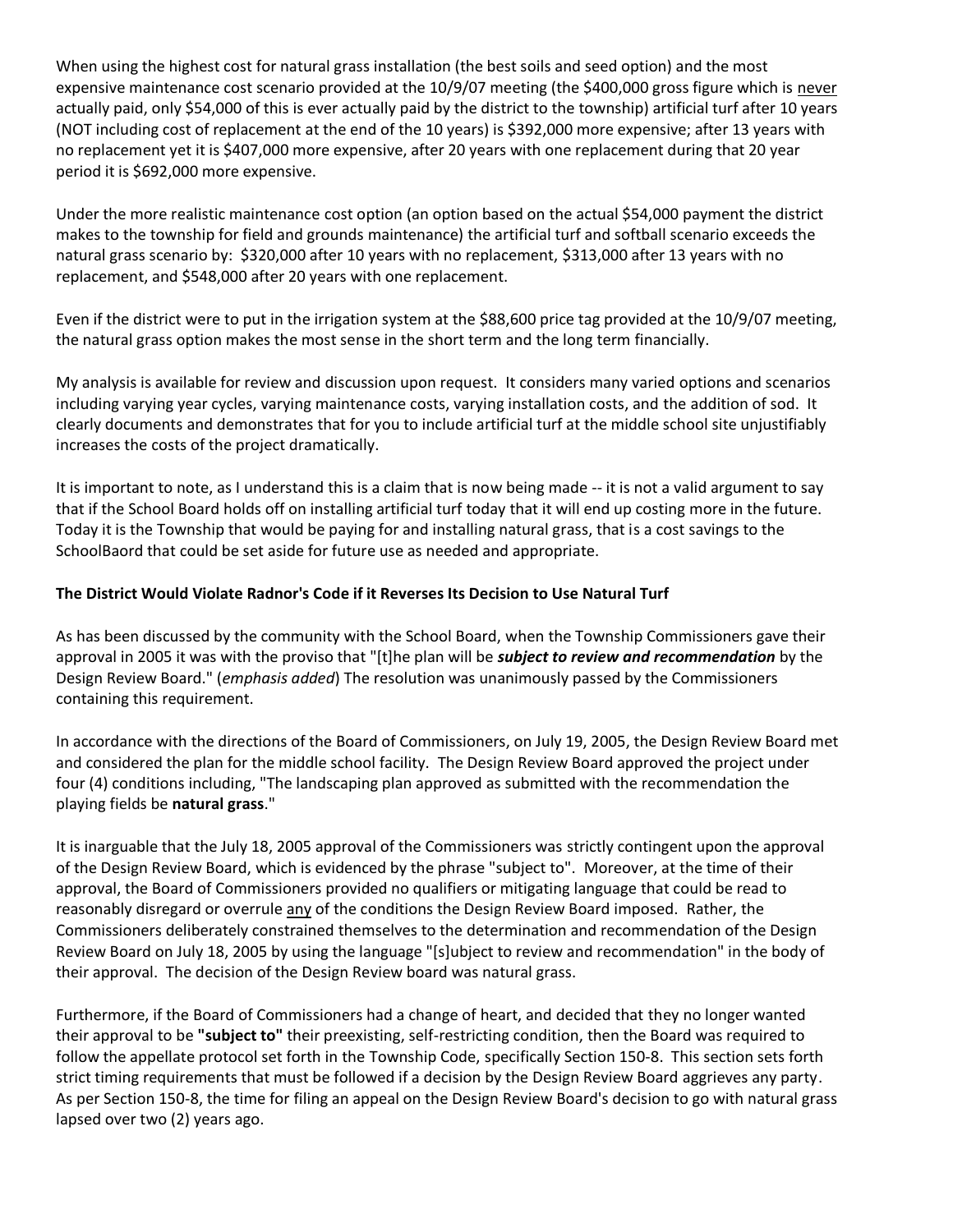When using the highest cost for natural grass installation (the best soils and seed option) and the most expensive maintenance cost scenario provided at the 10/9/07 meeting (the $400,000 gross figure which is never actually paid, only $54,000 of this is ever actually paid by the district to the township) artificial turf after 10 years (NOT including cost of replacement at the end of the 10 years) is $392,000 more expensive; after 13 years with no replacement yet it is $407,000 more expensive, after 20 years with one replacement during that 20 year period it is $692,000 more expensive.

Under the more realistic maintenance cost option (an option based on the actual $54,000 payment the district makes to the township for field and grounds maintenance) the artificial turf and softball scenario exceeds the natural grass scenario by: $320,000 after 10 years with no replacement, $313,000 after 13 years with no replacement, and $548,000 after 20 years with one replacement.

Even if the district were to put in the irrigation system at the $88,600 price tag provided at the 10/9/07 meeting, the natural grass option makes the most sense in the short term and the long term financially.

My analysis is available for review and discussion upon request. It considers many varied options and scenarios including varying year cycles, varying maintenance costs, varying installation costs, and the addition of sod. It clearly documents and demonstrates that for you to include artificial turf at the middle school site unjustifiably increases the costs of the project dramatically.

It is important to note, as I understand this is a claim that is now being made -- it is not a valid argument to say that if the School Board holds off on installing artificial turf today that it will end up costing more in the future. Today it is the Township that would be paying for and installing natural grass, that is a cost savings to the SchoolBaord that could be set aside for future use as needed and appropriate.

**The District Would Violate Radnor's Code if it Reverses Its Decision to Use Natural Turf**

As has been discussed by the community with the School Board, when the Township Commissioners gave their approval in 2005 it was with the proviso that "[t]he plan will be ***subject to review and recommendation*** by the Design Review Board." (*emphasis added*) The resolution was unanimously passed by the Commissioners containing this requirement.

In accordance with the directions of the Board of Commissioners, on July 19, 2005, the Design Review Board met and considered the plan for the middle school facility. The Design Review Board approved the project under four (4) conditions including, "The landscaping plan approved as submitted with the recommendation the playing fields be **natural grass**."

It is inarguable that the July 18, 2005 approval of the Commissioners was strictly contingent upon the approval of the Design Review Board, which is evidenced by the phrase "subject to". Moreover, at the time of their approval, the Board of Commissioners provided no qualifiers or mitigating language that could be read to reasonably disregard or overrule any of the conditions the Design Review Board imposed. Rather, the Commissioners deliberately constrained themselves to the determination and recommendation of the Design Review Board on July 18, 2005 by using the language "[s]ubject to review and recommendation" in the body of their approval. The decision of the Design Review board was natural grass.

Furthermore, if the Board of Commissioners had a change of heart, and decided that they no longer wanted their approval to be **"subject to"** their preexisting, self-restricting condition, then the Board was required to follow the appellate protocol set forth in the Township Code, specifically Section 150-8. This section sets forth strict timing requirements that must be followed if a decision by the Design Review Board aggrieves any party. As per Section 150-8, the time for filing an appeal on the Design Review Board's decision to go with natural grass lapsed over two (2) years ago.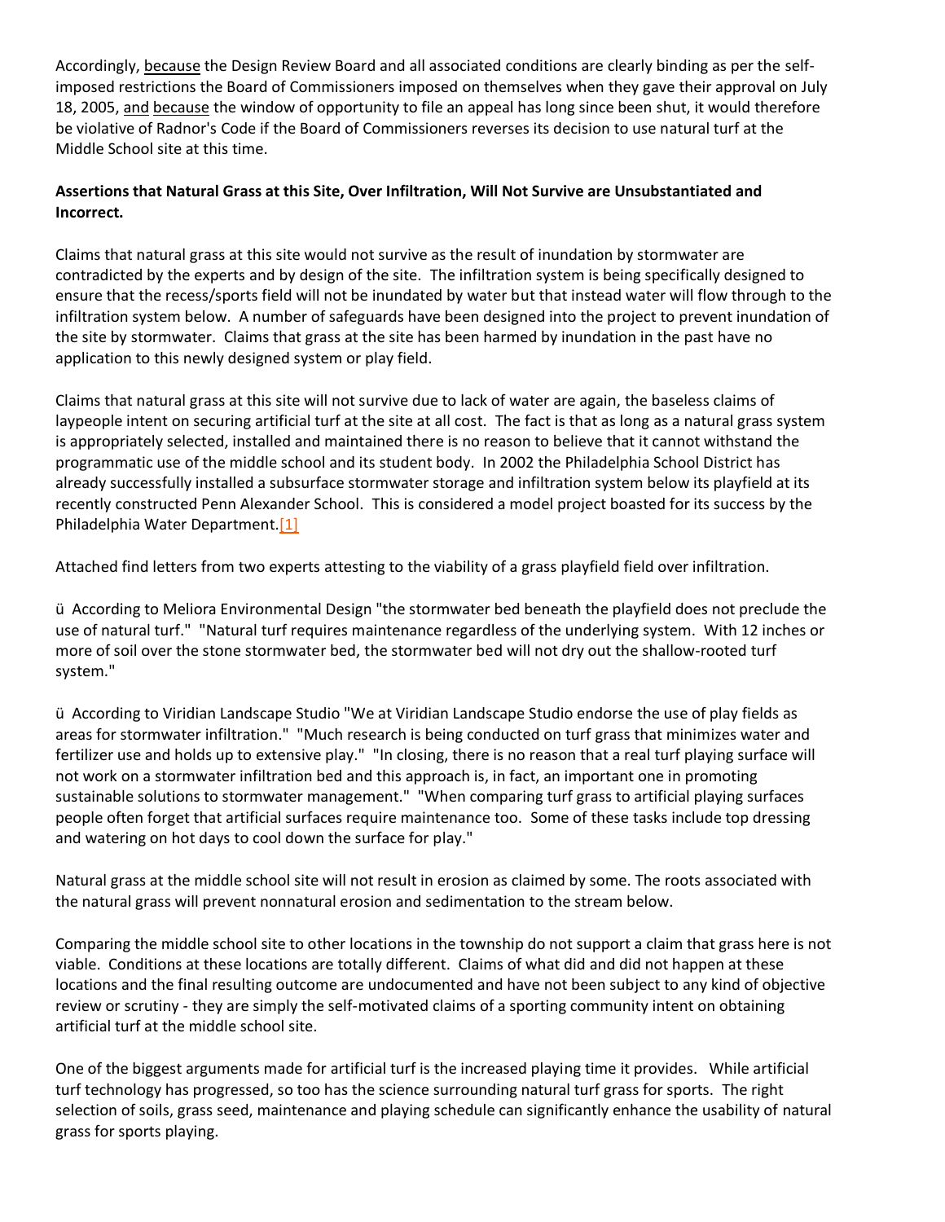Accordingly, because the Design Review Board and all associated conditions are clearly binding as per the self-imposed restrictions the Board of Commissioners imposed on themselves when they gave their approval on July 18, 2005, and because the window of opportunity to file an appeal has long since been shut, it would therefore be violative of Radnor's Code if the Board of Commissioners reverses its decision to use natural turf at the Middle School site at this time.

**Assertions that Natural Grass at this Site, Over Infiltration, Will Not Survive are Unsubstantiated and Incorrect.**

Claims that natural grass at this site would not survive as the result of inundation by stormwater are contradicted by the experts and by design of the site. The infiltration system is being specifically designed to ensure that the recess/sports field will not be inundated by water but that instead water will flow through to the infiltration system below. A number of safeguards have been designed into the project to prevent inundation of the site by stormwater. Claims that grass at the site has been harmed by inundation in the past have no application to this newly designed system or play field.

Claims that natural grass at this site will not survive due to lack of water are again, the baseless claims of laypeople intent on securing artificial turf at the site at all cost. The fact is that as long as a natural grass system is appropriately selected, installed and maintained there is no reason to believe that it cannot withstand the programmatic use of the middle school and its student body. In 2002 the Philadelphia School District has already successfully installed a subsurface stormwater storage and infiltration system below its playfield at its recently constructed Penn Alexander School. This is considered a model project boasted for its success by the Philadelphia Water Department.[1]

Attached find letters from two experts attesting to the viability of a grass playfield field over infiltration.

ü According to Meliora Environmental Design "the stormwater bed beneath the playfield does not preclude the use of natural turf." "Natural turf requires maintenance regardless of the underlying system. With 12 inches or more of soil over the stone stormwater bed, the stormwater bed will not dry out the shallow-rooted turf system."

ü According to Viridian Landscape Studio "We at Viridian Landscape Studio endorse the use of play fields as areas for stormwater infiltration." "Much research is being conducted on turf grass that minimizes water and fertilizer use and holds up to extensive play." "In closing, there is no reason that a real turf playing surface will not work on a stormwater infiltration bed and this approach is, in fact, an important one in promoting sustainable solutions to stormwater management." "When comparing turf grass to artificial playing surfaces people often forget that artificial surfaces require maintenance too. Some of these tasks include top dressing and watering on hot days to cool down the surface for play."

Natural grass at the middle school site will not result in erosion as claimed by some. The roots associated with the natural grass will prevent nonnatural erosion and sedimentation to the stream below.

Comparing the middle school site to other locations in the township do not support a claim that grass here is not viable. Conditions at these locations are totally different. Claims of what did and did not happen at these locations and the final resulting outcome are undocumented and have not been subject to any kind of objective review or scrutiny - they are simply the self-motivated claims of a sporting community intent on obtaining artificial turf at the middle school site.

One of the biggest arguments made for artificial turf is the increased playing time it provides. While artificial turf technology has progressed, so too has the science surrounding natural turf grass for sports. The right selection of soils, grass seed, maintenance and playing schedule can significantly enhance the usability of natural grass for sports playing.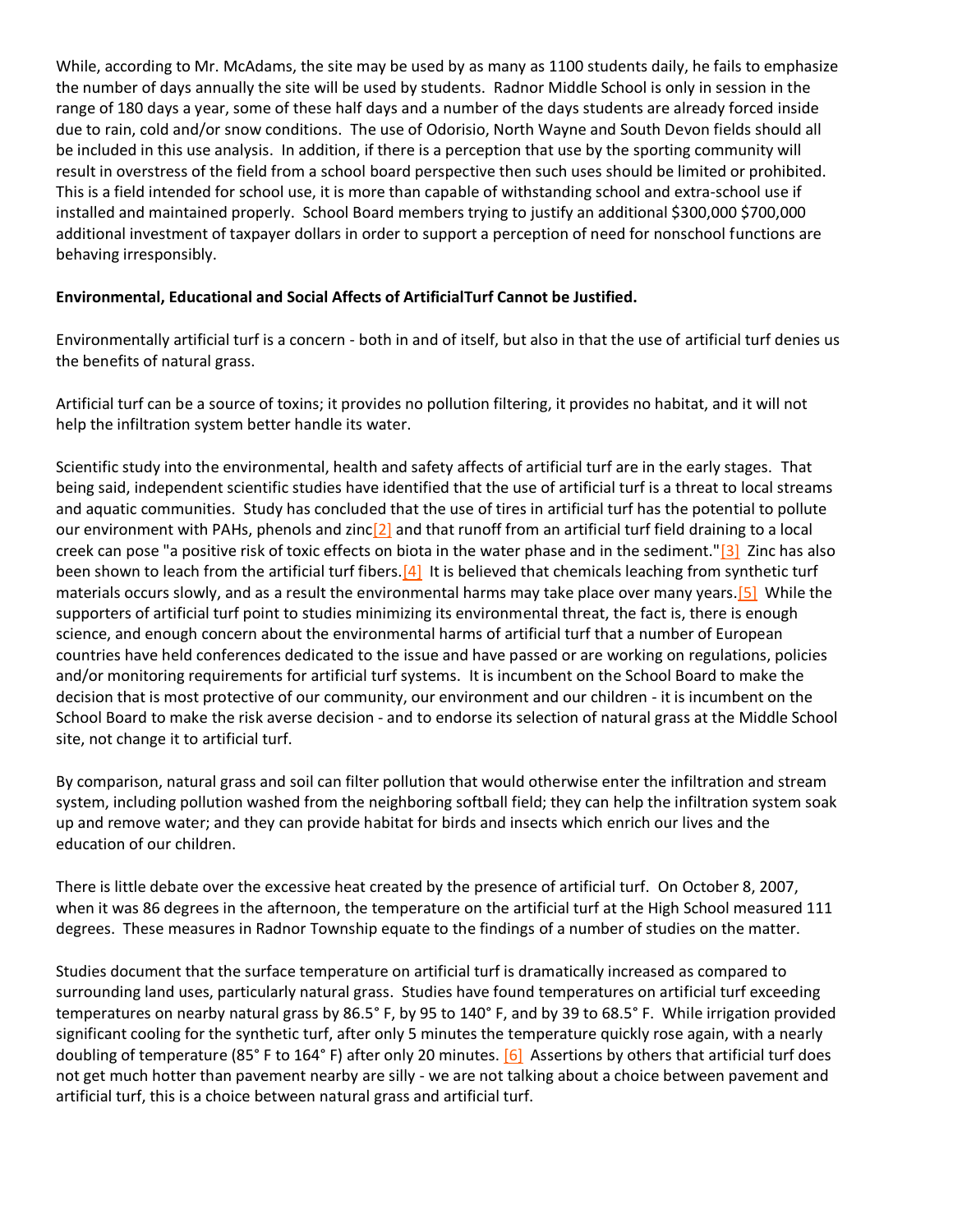While, according to Mr. McAdams, the site may be used by as many as 1100 students daily, he fails to emphasize the number of days annually the site will be used by students. Radnor Middle School is only in session in the range of 180 days a year, some of these half days and a number of the days students are already forced inside due to rain, cold and/or snow conditions. The use of Odorisio, North Wayne and South Devon fields should all be included in this use analysis. In addition, if there is a perception that use by the sporting community will result in overstress of the field from a school board perspective then such uses should be limited or prohibited. This is a field intended for school use, it is more than capable of withstanding school and extra-school use if installed and maintained properly. School Board members trying to justify an additional $300,000 $700,000 additional investment of taxpayer dollars in order to support a perception of need for nonschool functions are behaving irresponsibly.

**Environmental, Educational and Social Affects of ArtificialTurf Cannot be Justified.**

Environmentally artificial turf is a concern - both in and of itself, but also in that the use of artificial turf denies us the benefits of natural grass.

Artificial turf can be a source of toxins; it provides no pollution filtering, it provides no habitat, and it will not help the infiltration system better handle its water.

Scientific study into the environmental, health and safety affects of artificial turf are in the early stages. That being said, independent scientific studies have identified that the use of artificial turf is a threat to local streams and aquatic communities. Study has concluded that the use of tires in artificial turf has the potential to pollute our environment with PAHs, phenols and zinc[2] and that runoff from an artificial turf field draining to a local creek can pose "a positive risk of toxic effects on biota in the water phase and in the sediment."[3] Zinc has also been shown to leach from the artificial turf fibers.[4] It is believed that chemicals leaching from synthetic turf materials occurs slowly, and as a result the environmental harms may take place over many years.[5] While the supporters of artificial turf point to studies minimizing its environmental threat, the fact is, there is enough science, and enough concern about the environmental harms of artificial turf that a number of European countries have held conferences dedicated to the issue and have passed or are working on regulations, policies and/or monitoring requirements for artificial turf systems. It is incumbent on the School Board to make the decision that is most protective of our community, our environment and our children - it is incumbent on the School Board to make the risk averse decision - and to endorse its selection of natural grass at the Middle School site, not change it to artificial turf.

By comparison, natural grass and soil can filter pollution that would otherwise enter the infiltration and stream system, including pollution washed from the neighboring softball field; they can help the infiltration system soak up and remove water; and they can provide habitat for birds and insects which enrich our lives and the education of our children.

There is little debate over the excessive heat created by the presence of artificial turf. On October 8, 2007, when it was 86 degrees in the afternoon, the temperature on the artificial turf at the High School measured 111 degrees. These measures in Radnor Township equate to the findings of a number of studies on the matter.

Studies document that the surface temperature on artificial turf is dramatically increased as compared to surrounding land uses, particularly natural grass. Studies have found temperatures on artificial turf exceeding temperatures on nearby natural grass by 86.5° F, by 95 to 140° F, and by 39 to 68.5° F. While irrigation provided significant cooling for the synthetic turf, after only 5 minutes the temperature quickly rose again, with a nearly doubling of temperature (85° F to 164° F) after only 20 minutes. [6] Assertions by others that artificial turf does not get much hotter than pavement nearby are silly - we are not talking about a choice between pavement and artificial turf, this is a choice between natural grass and artificial turf.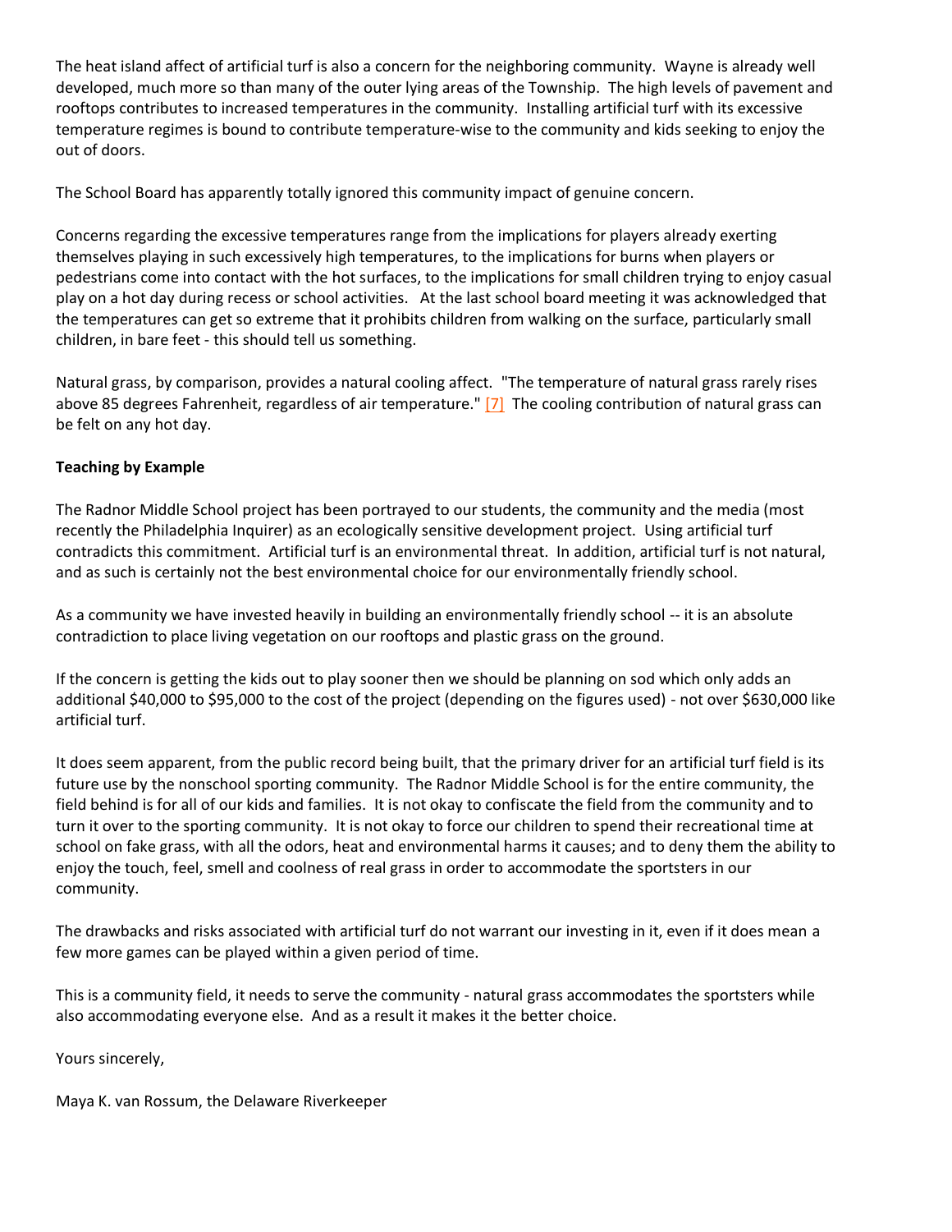The heat island affect of artificial turf is also a concern for the neighboring community. Wayne is already well developed, much more so than many of the outer lying areas of the Township. The high levels of pavement and rooftops contributes to increased temperatures in the community. Installing artificial turf with its excessive temperature regimes is bound to contribute temperature-wise to the community and kids seeking to enjoy the out of doors.

The School Board has apparently totally ignored this community impact of genuine concern.

Concerns regarding the excessive temperatures range from the implications for players already exerting themselves playing in such excessively high temperatures, to the implications for burns when players or pedestrians come into contact with the hot surfaces, to the implications for small children trying to enjoy casual play on a hot day during recess or school activities. At the last school board meeting it was acknowledged that the temperatures can get so extreme that it prohibits children from walking on the surface, particularly small children, in bare feet - this should tell us something.

Natural grass, by comparison, provides a natural cooling affect. "The temperature of natural grass rarely rises above 85 degrees Fahrenheit, regardless of air temperature." [7] The cooling contribution of natural grass can be felt on any hot day.

**Teaching by Example**

The Radnor Middle School project has been portrayed to our students, the community and the media (most recently the Philadelphia Inquirer) as an ecologically sensitive development project. Using artificial turf contradicts this commitment. Artificial turf is an environmental threat. In addition, artificial turf is not natural, and as such is certainly not the best environmental choice for our environmentally friendly school.

As a community we have invested heavily in building an environmentally friendly school -- it is an absolute contradiction to place living vegetation on our rooftops and plastic grass on the ground.

If the concern is getting the kids out to play sooner then we should be planning on sod which only adds an additional $40,000 to $95,000 to the cost of the project (depending on the figures used) - not over $630,000 like artificial turf.

It does seem apparent, from the public record being built, that the primary driver for an artificial turf field is its future use by the nonschool sporting community. The Radnor Middle School is for the entire community, the field behind is for all of our kids and families. It is not okay to confiscate the field from the community and to turn it over to the sporting community. It is not okay to force our children to spend their recreational time at school on fake grass, with all the odors, heat and environmental harms it causes; and to deny them the ability to enjoy the touch, feel, smell and coolness of real grass in order to accommodate the sportsters in our community.

The drawbacks and risks associated with artificial turf do not warrant our investing in it, even if it does mean a few more games can be played within a given period of time.

This is a community field, it needs to serve the community - natural grass accommodates the sportsters while also accommodating everyone else. And as a result it makes it the better choice.

Yours sincerely,

Maya K. van Rossum, the Delaware Riverkeeper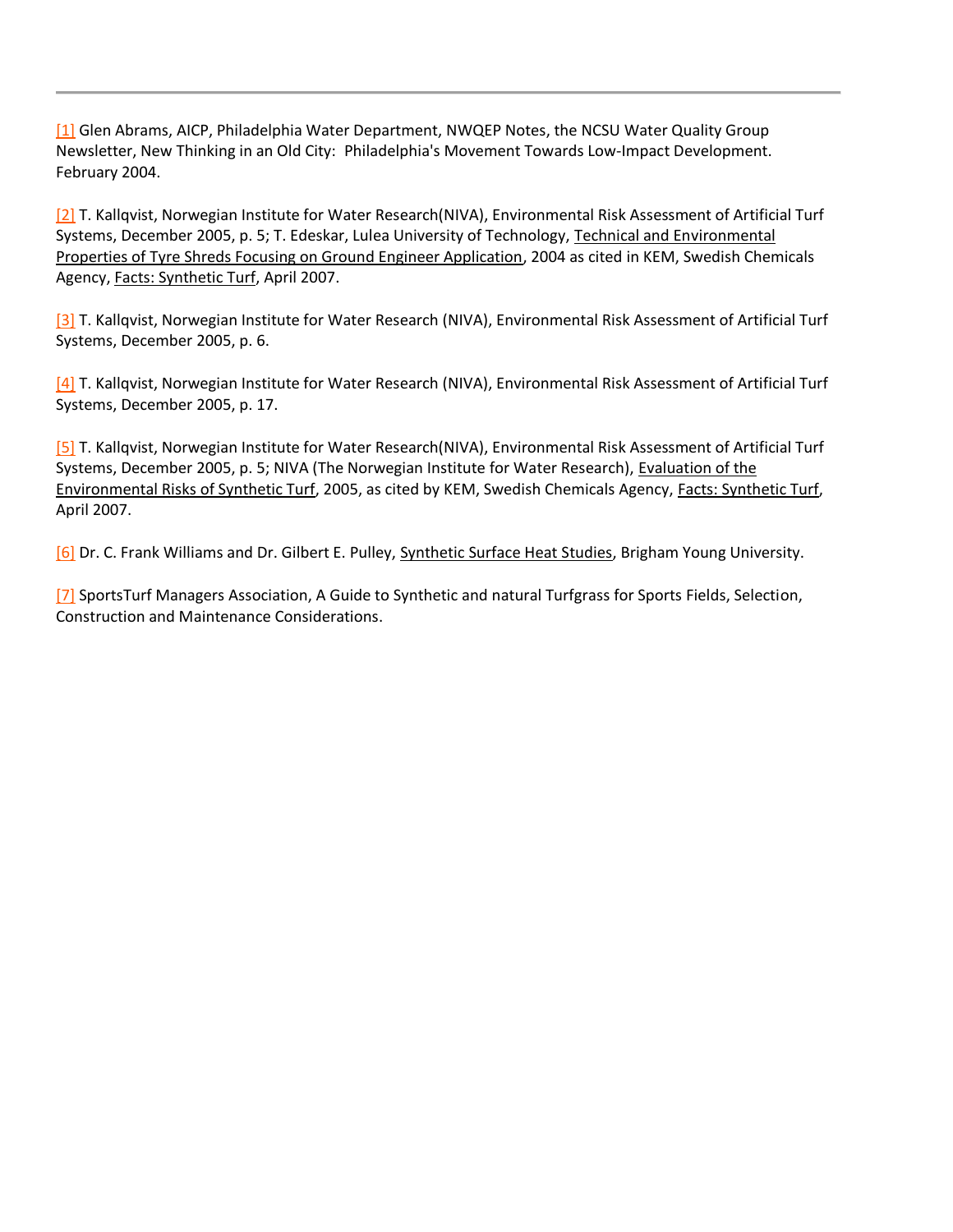---

[1] Glen Abrams, AICP, Philadelphia Water Department, NWQEP Notes, the NCSU Water Quality Group Newsletter, New Thinking in an Old City: Philadelphia's Movement Towards Low-Impact Development. February 2004.

[2] T. Kallqvist, Norwegian Institute for Water Research(NIVA), Environmental Risk Assessment of Artificial Turf Systems, December 2005, p. 5; T. Edeskar, Lulea University of Technology, Technical and Environmental Properties of Tyre Shreds Focusing on Ground Engineer Application, 2004 as cited in KEM, Swedish Chemicals Agency, Facts: Synthetic Turf, April 2007.

[3] T. Kallqvist, Norwegian Institute for Water Research (NIVA), Environmental Risk Assessment of Artificial Turf Systems, December 2005, p. 6.

[4] T. Kallqvist, Norwegian Institute for Water Research (NIVA), Environmental Risk Assessment of Artificial Turf Systems, December 2005, p. 17.

[5] T. Kallqvist, Norwegian Institute for Water Research(NIVA), Environmental Risk Assessment of Artificial Turf Systems, December 2005, p. 5; NIVA (The Norwegian Institute for Water Research), Evaluation of the Environmental Risks of Synthetic Turf, 2005, as cited by KEM, Swedish Chemicals Agency, Facts: Synthetic Turf, April 2007.

[6] Dr. C. Frank Williams and Dr. Gilbert E. Pulley, Synthetic Surface Heat Studies, Brigham Young University.

[7] SportsTurf Managers Association, A Guide to Synthetic and natural Turfgrass for Sports Fields, Selection, Construction and Maintenance Considerations.